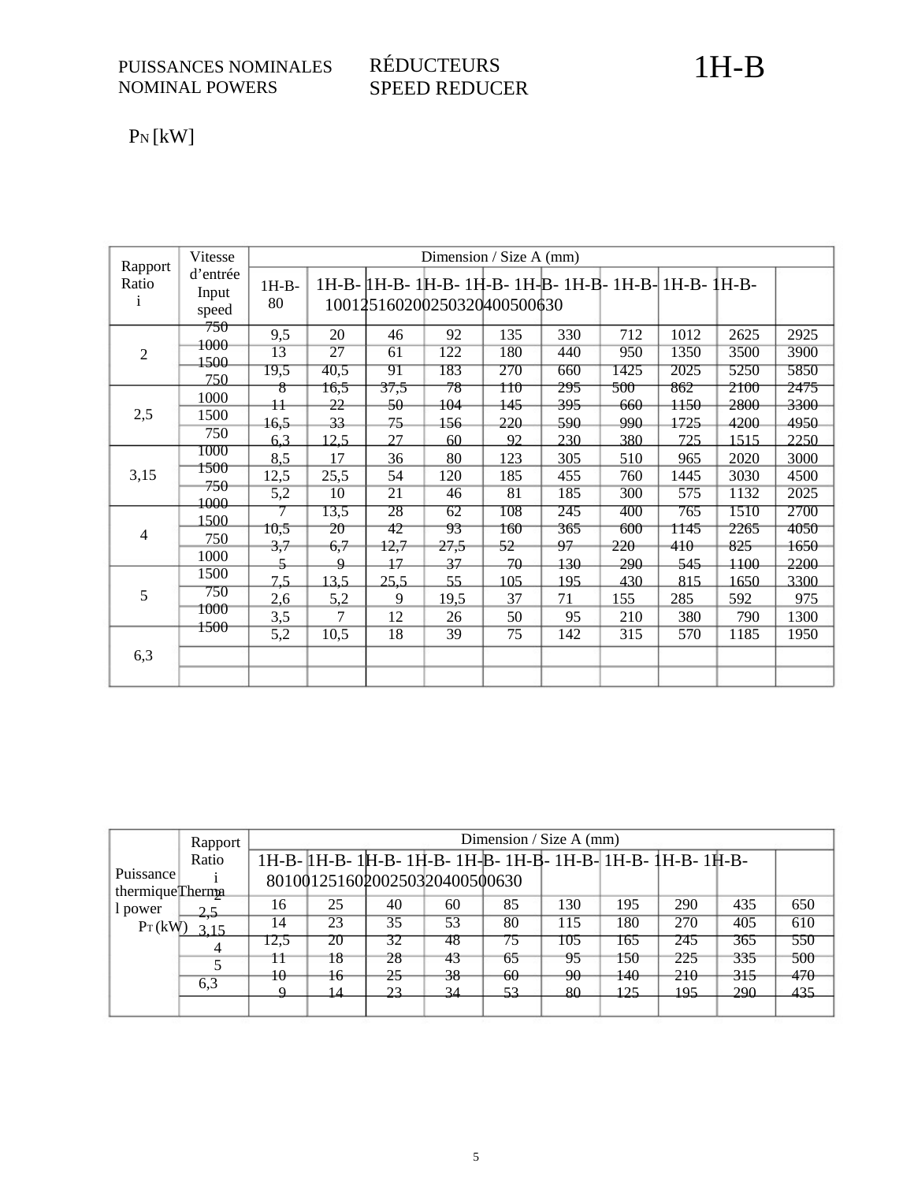PUISSANCES NOMINALES
NOMINAL POWERS

RÉDUCTEURS
SPEED REDUCER

# 1H-B

$P_N$ [kW]

| Rapport Ratio i | Vitesse d’entrée Input speed | Dimension / Size A (mm) | | | | | | | | | |
|---|---|---|---|---|---|---|---|---|---|---|---|
| | | 1H-B-80 | 1H-B-100 | 1H-B-125 | 1H-B-160 | 1H-B-200 | 1H-B-250 | 1H-B-320 | 1H-B-400 | 1H-B-500 | 1H-B-630 |
| 2 | 750 | 9,5 | 20 | 46 | 92 | 135 | 330 | 712 | 1012 | 2625 | 2925 |
| | 1000 | 13 | 27 | 61 | 122 | 180 | 440 | 950 | 1350 | 3500 | 3900 |
| | 1500 | 19,5 | 40,5 | 91 | 183 | 270 | 660 | 1425 | 2025 | 5250 | 5850 |
| 2,5 | 750 | 8 | 16,5 | 37,5 | 78 | 110 | 295 | 500 | 862 | 2100 | 2475 |
| | 1000 | 11 | 22 | 50 | 104 | 145 | 395 | 660 | 1150 | 2800 | 3300 |
| | 1500 | 16,5 | 33 | 75 | 156 | 220 | 590 | 990 | 1725 | 4200 | 4950 |
| 3,15 | 750 | 6,3 | 12,5 | 27 | 60 | 92 | 230 | 380 | 725 | 1515 | 2250 |
| | 1000 | 8,5 | 17 | 36 | 80 | 123 | 305 | 510 | 965 | 2020 | 3000 |
| | 1500 | 12,5 | 25,5 | 54 | 120 | 185 | 455 | 760 | 1445 | 3030 | 4500 |
| 4 | 750 | 5,2 | 10 | 21 | 46 | 81 | 185 | 300 | 575 | 1132 | 2025 |
| | 1000 | 7 | 13,5 | 28 | 62 | 108 | 245 | 400 | 765 | 1510 | 2700 |
| | 1500 | 10,5 | 20 | 42 | 93 | 160 | 365 | 600 | 1145 | 2265 | 4050 |
| 5 | 750 | 3,7 | 6,7 | 12,7 | 27,5 | 52 | 97 | 220 | 410 | 825 | 1650 |
| | 1000 | 5 | 9 | 17 | 37 | 70 | 130 | 290 | 545 | 1100 | 2200 |
| | 1500 | 7,5 | 13,5 | 25,5 | 55 | 105 | 195 | 430 | 815 | 1650 | 3300 |
| 6,3 | 750 | 2,6 | 5,2 | 9 | 19,5 | 37 | 71 | 155 | 285 | 592 | 975 |
| | 1000 | 3,5 | 7 | 12 | 26 | 50 | 95 | 210 | 380 | 790 | 1300 |
| | 1500 | 5,2 | 10,5 | 18 | 39 | 75 | 142 | 315 | 570 | 1185 | 1950 |

| Puissance thermique Thermal power $P_T$ (kW) | Rapport Ratio i | Dimension / Size A (mm) | | | | | | | | | |
|---|---|---|---|---|---|---|---|---|---|---|---|
| | | 1H-B-80 | 1H-B-100 | 1H-B-125 | 1H-B-160 | 1H-B-200 | 1H-B-250 | 1H-B-320 | 1H-B-400 | 1H-B-500 | 1H-B-630 |
| | 2 | 16 | 25 | 40 | 60 | 85 | 130 | 195 | 290 | 435 | 650 |
| | 2,5 | 14 | 23 | 35 | 53 | 80 | 115 | 180 | 270 | 405 | 610 |
| | 3,15 | 12,5 | 20 | 32 | 48 | 75 | 105 | 165 | 245 | 365 | 550 |
| | 4 | 11 | 18 | 28 | 43 | 65 | 95 | 150 | 225 | 335 | 500 |
| | 5 | 10 | 16 | 25 | 38 | 60 | 90 | 140 | 210 | 315 | 470 |
| | 6,3 | 9 | 14 | 23 | 34 | 53 | 80 | 125 | 195 | 290 | 435 |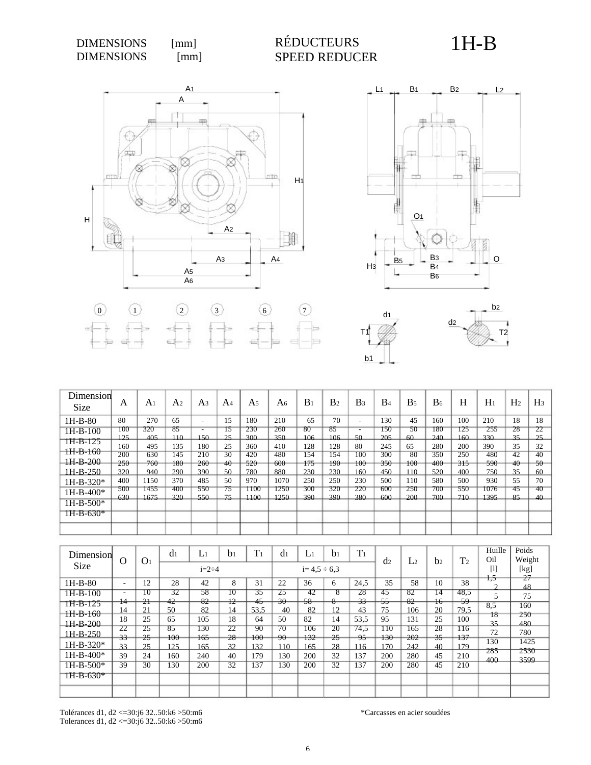DIMENSIONS [mm]
DIMENSIONS [mm]

# RÉDUCTEURS
# SPEED REDUCER

# 1H-B

| Dimension Size | A | $A_1$ | $A_2$ | $A_3$ | $A_4$ | $A_5$ | $A_6$ | $B_1$ | $B_2$ | $B_3$ | $B_4$ | $B_5$ | $B_6$ | H | $H_1$ | $H_2$ | $H_3$ |
|---|---|---|---|---|---|---|---|---|---|---|---|---|---|---|---|---|---|
| 1H-B-80 | 80 | 270 | 65 | - | 15 | 180 | 210 | 65 | 70 | - | 130 | 45 | 160 | 100 | 210 | 18 | 18 |
| 1H-B-100 | 100 | 320 | 85 | - | 15 | 230 | 260 | 80 | 85 | - | 150 | 50 | 180 | 125 | 255 | 28 | 22 |
| 1H-B-125 | 125 | 405 | 110 | 150 | 25 | 300 | 350 | 106 | 106 | 50 | 205 | 60 | 240 | 160 | 330 | 35 | 25 |
| 1H-B-160 | 160 | 495 | 135 | 180 | 25 | 360 | 410 | 128 | 128 | 80 | 245 | 65 | 280 | 200 | 390 | 35 | 32 |
| 1H-B-200 | 200 | 630 | 145 | 210 | 30 | 420 | 480 | 154 | 154 | 100 | 300 | 80 | 350 | 250 | 480 | 42 | 40 |
| 1H-B-250 | 250 | 760 | 180 | 260 | 40 | 520 | 600 | 175 | 190 | 100 | 350 | 100 | 400 | 315 | 590 | 40 | 50 |
| 1H-B-320* | 320 | 940 | 290 | 390 | 50 | 780 | 880 | 230 | 230 | 160 | 450 | 110 | 520 | 400 | 750 | 35 | 60 |
| 1H-B-400* | 400 | 1150 | 370 | 485 | 50 | 970 | 1070 | 250 | 250 | 230 | 500 | 110 | 580 | 500 | 930 | 55 | 70 |
| 1H-B-500* | 500 | 1455 | 400 | 550 | 75 | 1100 | 1250 | 300 | 320 | 220 | 600 | 250 | 700 | 550 | 1076 | 45 | 40 |
| 1H-B-630* | 630 | 1675 | 320 | 550 | 75 | 1100 | 1250 | 390 | 390 | 380 | 600 | 200 | 700 | 710 | 1395 | 85 | 40 |

| Dimension Size | O | $O_1$ | $d_1$ (i=2÷4) | $L_1$ (i=2÷4) | $b_1$ (i=2÷4) | $T_1$ (i=2÷4) | $d_1$ (i= 4,5 ÷ 6,3) | $L_1$ (i= 4,5 ÷ 6,3) | $b_1$ (i= 4,5 ÷ 6,3) | $T_1$ (i= 4,5 ÷ 6,3) | $d_2$ | $L_2$ | $b_2$ | $T_2$ | Huille Oil [l] | Poids Weight [kg] |
|---|---|---|---|---|---|---|---|---|---|---|---|---|---|---|---|---|
| 1H-B-80 | - | 12 | 28 | 42 | 8 | 31 | 22 | 36 | 6 | 24,5 | 35 | 58 | 10 | 38 | 1,5 | 27 |
| 1H-B-100 | - | 10 | 32 | 58 | 10 | 35 | 25 | 42 | 8 | 28 | 45 | 82 | 14 | 48,5 | 2 | 48 |
| 1H-B-125 | 14 | 21 | 42 | 82 | 12 | 45 | 30 | 58 | 8 | 33 | 55 | 82 | 16 | 59 | 5 | 75 |
| 1H-B-160 | 14 | 21 | 50 | 82 | 14 | 53,5 | 40 | 82 | 12 | 43 | 75 | 106 | 20 | 79,5 | 8,5 | 160 |
| 1H-B-200 | 18 | 25 | 65 | 105 | 18 | 64 | 50 | 82 | 14 | 53,5 | 95 | 131 | 25 | 100 | 18 | 250 |
| 1H-B-250 | 22 | 25 | 85 | 130 | 22 | 90 | 70 | 106 | 20 | 74,5 | 110 | 165 | 28 | 116 | 35 | 480 |
| 1H-B-320* | 33 | 25 | 100 | 165 | 28 | 100 | 90 | 132 | 25 | 95 | 130 | 202 | 35 | 137 | 72 | 780 |
| 1H-B-400* | 33 | 25 | 125 | 165 | 32 | 132 | 110 | 165 | 28 | 116 | 170 | 242 | 40 | 179 | 130 | 1425 |
| 1H-B-500* | 39 | 24 | 160 | 240 | 40 | 179 | 130 | 200 | 32 | 137 | 200 | 280 | 45 | 210 | 285 | 2530 |
| 1H-B-630* | 39 | 30 | 130 | 200 | 32 | 137 | 130 | 200 | 32 | 137 | 200 | 280 | 45 | 210 | 400 | 3599 |

Tolérances d1, d2 <=30:j6 32..50:k6 >50:m6
Tolerances d1, d2 <=30:j6 32..50:k6 >50:m6

*Carcasses en acier soudées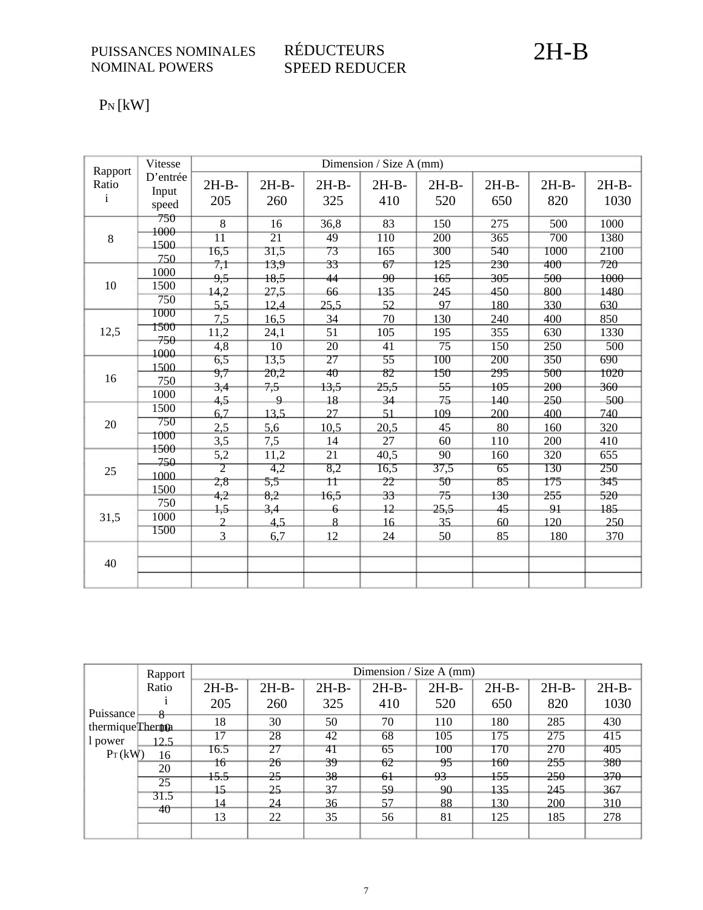PUISSANCES NOMINALES
NOMINAL POWERS

RÉDUCTEURS
SPEED REDUCER

# 2H-B

$P_N$ [kW]

| Rapport Ratio i | Vitesse D'entrée Input speed | Dimension / Size A (mm) | | | | | | | |
|---|---|---|---|---|---|---|---|---|---|
| | | 2H-B-205 | 2H-B-260 | 2H-B-325 | 2H-B-410 | 2H-B-520 | 2H-B-650 | 2H-B-820 | 2H-B-1030 |
| 8 | 750 | 8 | 16 | 36,8 | 83 | 150 | 275 | 500 | 1000 |
| | 1000 | 11 | 21 | 49 | 110 | 200 | 365 | 700 | 1380 |
| | 1500 | 16,5 | 31,5 | 73 | 165 | 300 | 540 | 1000 | 2100 |
| 10 | 750 | 7,1 | 13,9 | 33 | 67 | 125 | 230 | 400 | 720 |
| | 1000 | 9,5 | 18,5 | 44 | 90 | 165 | 305 | 500 | 1000 |
| | 1500 | 14,2 | 27,5 | 66 | 135 | 245 | 450 | 800 | 1480 |
| 12,5 | 750 | 5,5 | 12,4 | 25,5 | 52 | 97 | 180 | 330 | 630 |
| | 1000 | 7,5 | 16,5 | 34 | 70 | 130 | 240 | 400 | 850 |
| | 1500 | 11,2 | 24,1 | 51 | 105 | 195 | 355 | 630 | 1330 |
| 16 | 750 | 4,8 | 10 | 20 | 41 | 75 | 150 | 250 | 500 |
| | 1000 | 6,5 | 13,5 | 27 | 55 | 100 | 200 | 350 | 690 |
| | 1500 | 9,7 | 20,2 | 40 | 82 | 150 | 295 | 500 | 1020 |
| 20 | 750 | 3,4 | 7,5 | 13,5 | 25,5 | 55 | 105 | 200 | 360 |
| | 1000 | 4,5 | 9 | 18 | 34 | 75 | 140 | 250 | 500 |
| | 1500 | 6,7 | 13,5 | 27 | 51 | 109 | 200 | 400 | 740 |
| 25 | 750 | 2,5 | 5,6 | 10,5 | 20,5 | 45 | 80 | 160 | 320 |
| | 1000 | 3,5 | 7,5 | 14 | 27 | 60 | 110 | 200 | 410 |
| | 1500 | 5,2 | 11,2 | 21 | 40,5 | 90 | 160 | 320 | 655 |
| 31,5 | 750 | 2 | 4,2 | 8,2 | 16,5 | 37,5 | 65 | 130 | 250 |
| | 1000 | 2,8 | 5,5 | 11 | 22 | 50 | 85 | 175 | 345 |
| | 1500 | 4,2 | 8,2 | 16,5 | 33 | 75 | 130 | 255 | 520 |
| 40 | 750 | 1,5 | 3,4 | 6 | 12 | 25,5 | 45 | 91 | 185 |
| | 1000 | 2 | 4,5 | 8 | 16 | 35 | 60 | 120 | 250 |
| | 1500 | 3 | 6,7 | 12 | 24 | 50 | 85 | 180 | 370 |

| Puissance thermique Thermal power $P_T$ (kW) | Rapport Ratio i | Dimension / Size A (mm) | | | | | | | |
|---|---|---|---|---|---|---|---|---|---|
| | | 2H-B-205 | 2H-B-260 | 2H-B-325 | 2H-B-410 | 2H-B-520 | 2H-B-650 | 2H-B-820 | 2H-B-1030 |
| | 8 | 18 | 30 | 50 | 70 | 110 | 180 | 285 | 430 |
| | 10 | 17 | 28 | 42 | 68 | 105 | 175 | 275 | 415 |
| | 12.5 | 16.5 | 27 | 41 | 65 | 100 | 170 | 270 | 405 |
| | 16 | 16 | 26 | 39 | 62 | 95 | 160 | 255 | 380 |
| | 20 | 15.5 | 25 | 38 | 61 | 93 | 155 | 250 | 370 |
| | 25 | 15 | 25 | 37 | 59 | 90 | 135 | 245 | 367 |
| | 31.5 | 14 | 24 | 36 | 57 | 88 | 130 | 200 | 310 |
| | 40 | 13 | 22 | 35 | 56 | 81 | 125 | 185 | 278 |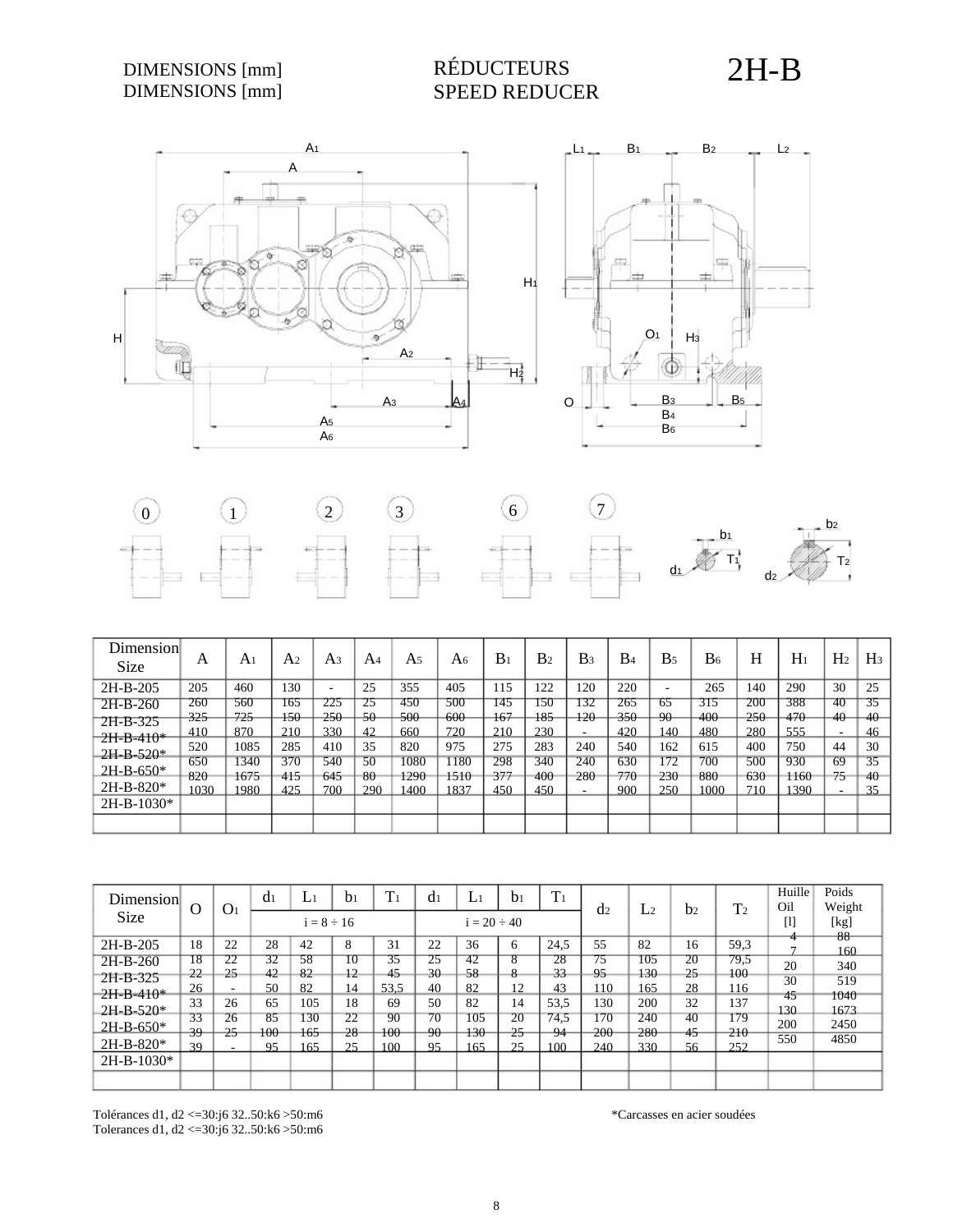DIMENSIONS [mm]
DIMENSIONS [mm]

# RÉDUCTEURS
# SPEED REDUCER

# 2H-B

| Dimension Size | A | $A_1$ | $A_2$ | $A_3$ | $A_4$ | $A_5$ | $A_6$ | $B_1$ | $B_2$ | $B_3$ | $B_4$ | $B_5$ | $B_6$ | H | $H_1$ | $H_2$ | $H_3$ |
|---|---|---|---|---|---|---|---|---|---|---|---|---|---|---|---|---|---|
| 2H-B-205 | 205 | 460 | 130 | - | 25 | 355 | 405 | 115 | 122 | 120 | 220 | - | 265 | 140 | 290 | 30 | 25 |
| 2H-B-260 | 260 | 560 | 165 | 225 | 25 | 450 | 500 | 145 | 150 | 132 | 265 | 65 | 315 | 200 | 388 | 40 | 35 |
| 2H-B-325 | 325 | 725 | 150 | 250 | 50 | 500 | 600 | 167 | 185 | 120 | 350 | 90 | 400 | 250 | 470 | 40 | 40 |
| 2H-B-410* | 410 | 870 | 210 | 330 | 42 | 660 | 720 | 210 | 230 | - | 420 | 140 | 480 | 280 | 555 | - | 46 |
| 2H-B-520* | 520 | 1085 | 285 | 410 | 35 | 820 | 975 | 275 | 283 | 240 | 540 | 162 | 615 | 400 | 750 | 44 | 30 |
| 2H-B-650* | 650 | 1340 | 370 | 540 | 50 | 1080 | 1180 | 298 | 340 | 240 | 630 | 172 | 700 | 500 | 930 | 69 | 35 |
| 2H-B-820* | 820 | 1675 | 415 | 645 | 80 | 1290 | 1510 | 377 | 400 | 280 | 770 | 230 | 880 | 630 | 1160 | 75 | 40 |
| 2H-B-1030* | 1030 | 1980 | 425 | 700 | 290 | 1400 | 1837 | 450 | 450 | - | 900 | 250 | 1000 | 710 | 1390 | - | 35 |

| Dimension Size | O | $O_1$ | $d_1$ | $L_1$ | $b_1$ | $T_1$ | $d_1$ | $L_1$ | $b_1$ | $T_1$ | $d_2$ | $L_2$ | $b_2$ | $T_2$ | Huille Oil [l] | Poids Weight [kg] |
|---|---|---|---|---|---|---|---|---|---|---|---|---|---|---|---|---|
| | | | i = 8 ÷ 16 | | | | i = 20 ÷ 40 | | | | | | | | | |
| 2H-B-205 | 18 | 22 | 28 | 42 | 8 | 31 | 22 | 36 | 6 | 24,5 | 55 | 82 | 16 | 59,3 | 4 | 88 |
| 2H-B-260 | 18 | 22 | 32 | 58 | 10 | 35 | 25 | 42 | 8 | 28 | 75 | 105 | 20 | 79,5 | 7 | 160 |
| 2H-B-325 | 22 | 25 | 42 | 82 | 12 | 45 | 30 | 58 | 8 | 33 | 95 | 130 | 25 | 100 | 20 | 340 |
| 2H-B-410* | 26 | - | 50 | 82 | 14 | 53,5 | 40 | 82 | 12 | 43 | 110 | 165 | 28 | 116 | 30 | 519 |
| 2H-B-520* | 33 | 26 | 65 | 105 | 18 | 69 | 50 | 82 | 14 | 53,5 | 130 | 200 | 32 | 137 | 45 | 1040 |
| 2H-B-650* | 33 | 26 | 85 | 130 | 22 | 90 | 70 | 105 | 20 | 74,5 | 170 | 240 | 40 | 179 | 130 | 1673 |
| 2H-B-820* | 39 | 25 | 100 | 165 | 28 | 100 | 90 | 130 | 25 | 94 | 200 | 280 | 45 | 210 | 200 | 2450 |
| 2H-B-1030* | 39 | - | 95 | 165 | 25 | 100 | 95 | 165 | 25 | 100 | 240 | 330 | 56 | 252 | 550 | 4850 |

Tolérances d1, d2 <=30:j6 32..50:k6 >50:m6
Tolerances d1, d2 <=30:j6 32..50:k6 >50:m6

*Carcasses en acier soudées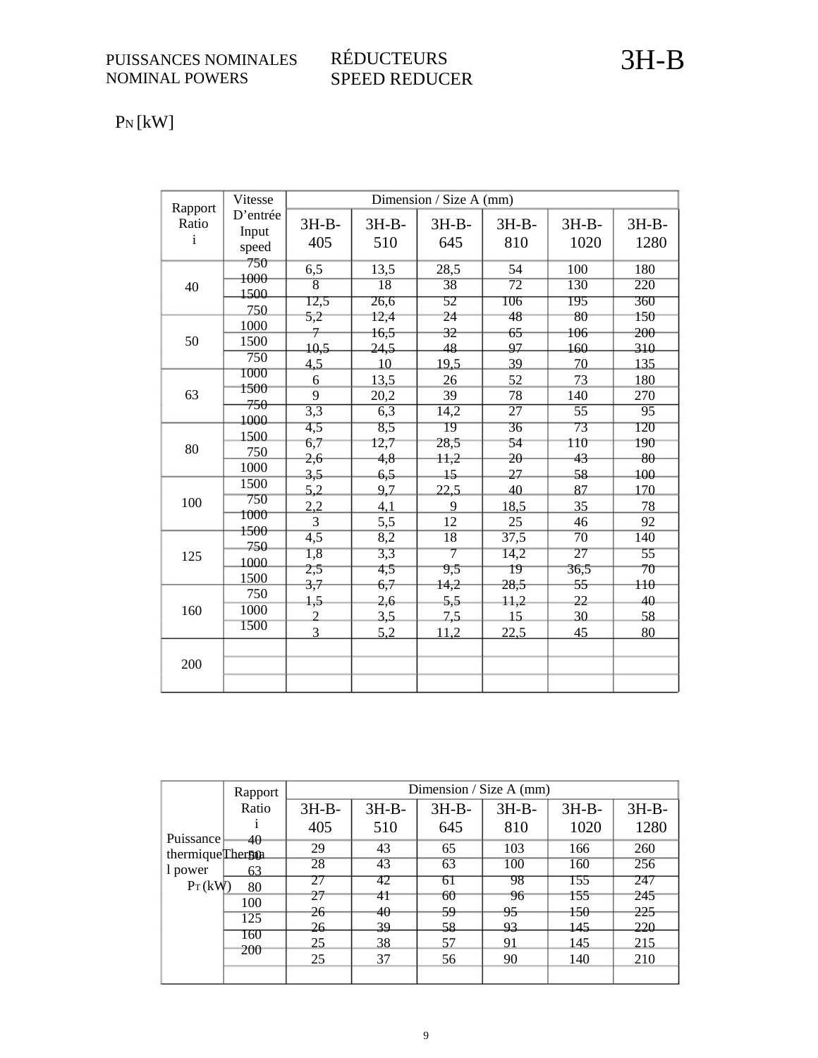PUISSANCES NOMINALES
NOMINAL POWERS

RÉDUCTEURS
SPEED REDUCER

# 3H-B

$P_N$ [kW]

| Rapport Ratio i | Vitesse D'entrée Input speed | Dimension / Size A (mm) | | | | | |
|---|---|---|---|---|---|---|---|
| | | 3H-B-405 | 3H-B-510 | 3H-B-645 | 3H-B-810 | 3H-B-1020 | 3H-B-1280 |
| 40 | 750 | 6,5 | 13,5 | 28,5 | 54 | 100 | 180 |
| | 1000 | 8 | 18 | 38 | 72 | 130 | 220 |
| | 1500 | 12,5 | 26,6 | 52 | 106 | 195 | 360 |
| 50 | 750 | 5,2 | 12,4 | 24 | 48 | 80 | 150 |
| | 1000 | 7 | 16,5 | 32 | 65 | 106 | 200 |
| | 1500 | 10,5 | 24,5 | 48 | 97 | 160 | 310 |
| 63 | 750 | 4,5 | 10 | 19,5 | 39 | 70 | 135 |
| | 1000 | 6 | 13,5 | 26 | 52 | 73 | 180 |
| | 1500 | 9 | 20,2 | 39 | 78 | 140 | 270 |
| 80 | 750 | 3,3 | 6,3 | 14,2 | 27 | 55 | 95 |
| | 1000 | 4,5 | 8,5 | 19 | 36 | 73 | 120 |
| | 1500 | 6,7 | 12,7 | 28,5 | 54 | 110 | 190 |
| 100 | 750 | 2,6 | 4,8 | 11,2 | 20 | 43 | 80 |
| | 1000 | 3,5 | 6,5 | 15 | 27 | 58 | 100 |
| | 1500 | 5,2 | 9,7 | 22,5 | 40 | 87 | 170 |
| 125 | 750 | 2,2 | 4,1 | 9 | 18,5 | 35 | 78 |
| | 1000 | 3 | 5,5 | 12 | 25 | 46 | 92 |
| | 1500 | 4,5 | 8,2 | 18 | 37,5 | 70 | 140 |
| 160 | 750 | 1,8 | 3,3 | 7 | 14,2 | 27 | 55 |
| | 1000 | 2,5 | 4,5 | 9,5 | 19 | 36,5 | 70 |
| | 1500 | 3,7 | 6,7 | 14,2 | 28,5 | 55 | 110 |
| 200 | 750 | 1,5 | 2,6 | 5,5 | 11,2 | 22 | 40 |
| | 1000 | 2 | 3,5 | 7,5 | 15 | 30 | 58 |
| | 1500 | 3 | 5,2 | 11,2 | 22,5 | 45 | 80 |

| Puissance thermique Thermal power $P_T$ (kW) | Rapport Ratio i | Dimension / Size A (mm) | | | | | |
|---|---|---|---|---|---|---|---|
| | | 3H-B-405 | 3H-B-510 | 3H-B-645 | 3H-B-810 | 3H-B-1020 | 3H-B-1280 |
| | 40 | 29 | 43 | 65 | 103 | 166 | 260 |
| | 50 | 28 | 43 | 63 | 100 | 160 | 256 |
| | 63 | 27 | 42 | 61 | 98 | 155 | 247 |
| | 80 | 27 | 41 | 60 | 96 | 155 | 245 |
| | 100 | 26 | 40 | 59 | 95 | 150 | 225 |
| | 125 | 26 | 39 | 58 | 93 | 145 | 220 |
| | 160 | 25 | 38 | 57 | 91 | 145 | 215 |
| | 200 | 25 | 37 | 56 | 90 | 140 | 210 |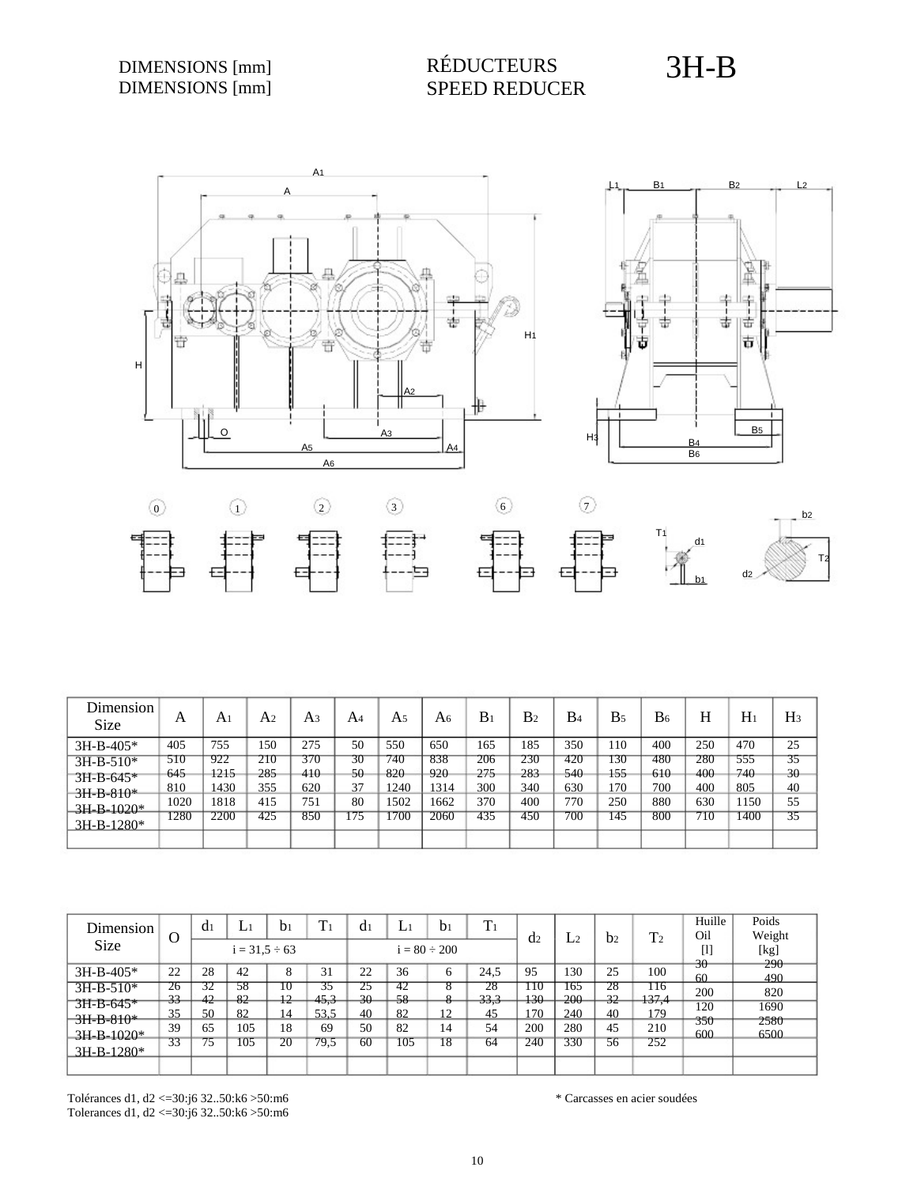DIMENSIONS [mm]
DIMENSIONS [mm]

RÉDUCTEURS
SPEED REDUCER

# 3H-B

A1
A
L1 B1 B2 L2
H1
H
A2
O A3
A5 A4
A6
H3
B5
B4
B6

0 1 2 3 6 7

T1
d1
b1
b2
T2
d2

| Dimension Size | A | $A_1$ | $A_2$ | $A_3$ | $A_4$ | $A_5$ | $A_6$ | $B_1$ | $B_2$ | $B_4$ | $B_5$ | $B_6$ | H | $H_1$ | $H_3$ |
|---|---|---|---|---|---|---|---|---|---|---|---|---|---|---|---|
| 3H-B-405* | 405 | 755 | 150 | 275 | 50 | 550 | 650 | 165 | 185 | 350 | 110 | 400 | 250 | 470 | 25 |
| 3H-B-510* | 510 | 922 | 210 | 370 | 30 | 740 | 838 | 206 | 230 | 420 | 130 | 480 | 280 | 555 | 35 |
| 3H-B-645* | 645 | 1215 | 285 | 410 | 50 | 820 | 920 | 275 | 283 | 540 | 155 | 610 | 400 | 740 | 30 |
| 3H-B-810* | 810 | 1430 | 355 | 620 | 37 | 1240 | 1314 | 300 | 340 | 630 | 170 | 700 | 400 | 805 | 40 |
| 3H-B-1020* | 1020 | 1818 | 415 | 751 | 80 | 1502 | 1662 | 370 | 400 | 770 | 250 | 880 | 630 | 1150 | 55 |
| 3H-B-1280* | 1280 | 2200 | 425 | 850 | 175 | 1700 | 2060 | 435 | 450 | 700 | 145 | 800 | 710 | 1400 | 35 |
| | | | | | | | | | | | | | | | |

| Dimension Size | O | $d_1$ | $L_1$ | $b_1$ | $T_1$ | $d_1$ | $L_1$ | $b_1$ | $T_1$ | $d_2$ | $L_2$ | $b_2$ | $T_2$ | Huille Oil [l] | Poids Weight [kg] |
|---|---|---|---|---|---|---|---|---|---|---|---|---|---|---|---|
| | | i = 31,5 ÷ 63 | | | | i = 80 ÷ 200 | | | | | | | | | |
| 3H-B-405* | 22 | 28 | 42 | 8 | 31 | 22 | 36 | 6 | 24,5 | 95 | 130 | 25 | 100 | 30 | 290 |
| 3H-B-510* | 26 | 32 | 58 | 10 | 35 | 25 | 42 | 8 | 28 | 110 | 165 | 28 | 116 | 60 | 490 |
| 3H-B-645* | 33 | 42 | 82 | 12 | 45,3 | 30 | 58 | 8 | 33,3 | 130 | 200 | 32 | 137,4 | 200 | 820 |
| 3H-B-810* | 35 | 50 | 82 | 14 | 53,5 | 40 | 82 | 12 | 45 | 170 | 240 | 40 | 179 | 120 | 1690 |
| 3H-B-1020* | 39 | 65 | 105 | 18 | 69 | 50 | 82 | 14 | 54 | 200 | 280 | 45 | 210 | 350 | 2580 |
| 3H-B-1280* | 33 | 75 | 105 | 20 | 79,5 | 60 | 105 | 18 | 64 | 240 | 330 | 56 | 252 | 600 | 6500 |
| | | | | | | | | | | | | | | | |

Tolérances d1, d2 <=30:j6 32..50:k6 >50:m6
Tolerances d1, d2 <=30:j6 32..50:k6 >50:m6

* Carcasses en acier soudées